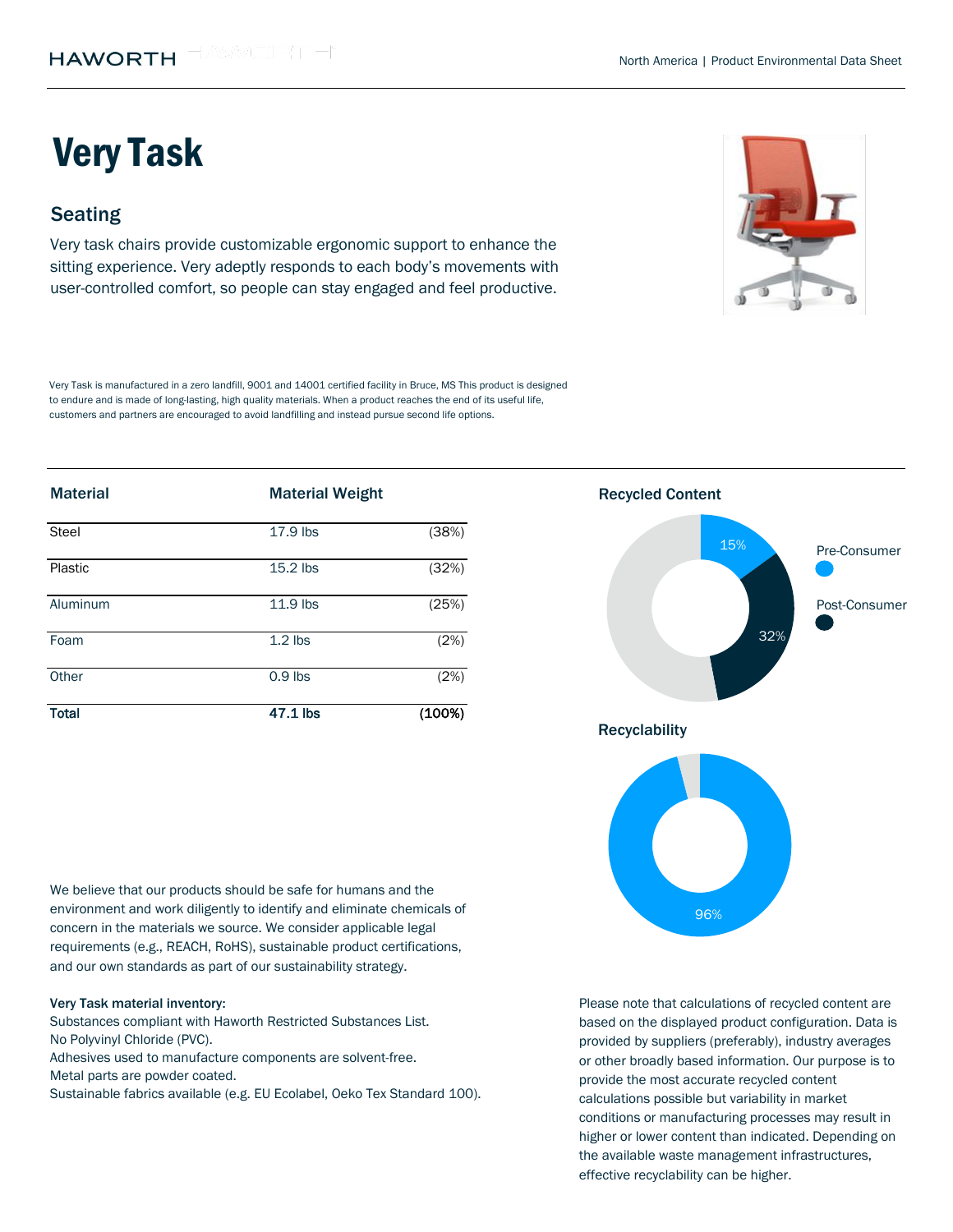# Very Task

## Seating

Very task chairs provide customizable ergonomic support to enhance the sitting experience. Very adeptly responds to each body's movements with user-controlled comfort, so people can stay engaged and feel productive.

Very Task is manufactured in a zero landfill, 9001 and 14001 certified facility in Bruce, MS This product is designed to endure and is made of long-lasting, high quality materials. When a product reaches the end of its useful life, customers and partners are encouraged to avoid landfilling and instead pursue second life options.

| Material | Material Weight | |
|---|---|---|
| Steel | 17.9 lbs | (38%) |
| Plastic | 15.2 lbs | (32%) |
| Aluminum | 11.9 lbs | (25%) |
| Foam | 1.2 lbs | (2%) |
| Other | 0.9 lbs | (2%) |
| **Total** | **47.1 lbs** | **(100%)** |

### Recycled Content

- Pre-Consumer: 15%
- Post-Consumer: 32%

### Recyclability

96%

We believe that our products should be safe for humans and the environment and work diligently to identify and eliminate chemicals of concern in the materials we source. We consider applicable legal requirements (e.g., REACH, RoHS), sustainable product certifications, and our own standards as part of our sustainability strategy.

**Very Task material inventory:**

Substances compliant with Haworth Restricted Substances List.
No Polyvinyl Chloride (PVC).
Adhesives used to manufacture components are solvent-free.
Metal parts are powder coated.
Sustainable fabrics available (e.g. EU Ecolabel, Oeko Tex Standard 100).

Please note that calculations of recycled content are based on the displayed product configuration. Data is provided by suppliers (preferably), industry averages or other broadly based information. Our purpose is to provide the most accurate recycled content calculations possible but variability in market conditions or manufacturing processes may result in higher or lower content than indicated. Depending on the available waste management infrastructures, effective recyclability can be higher.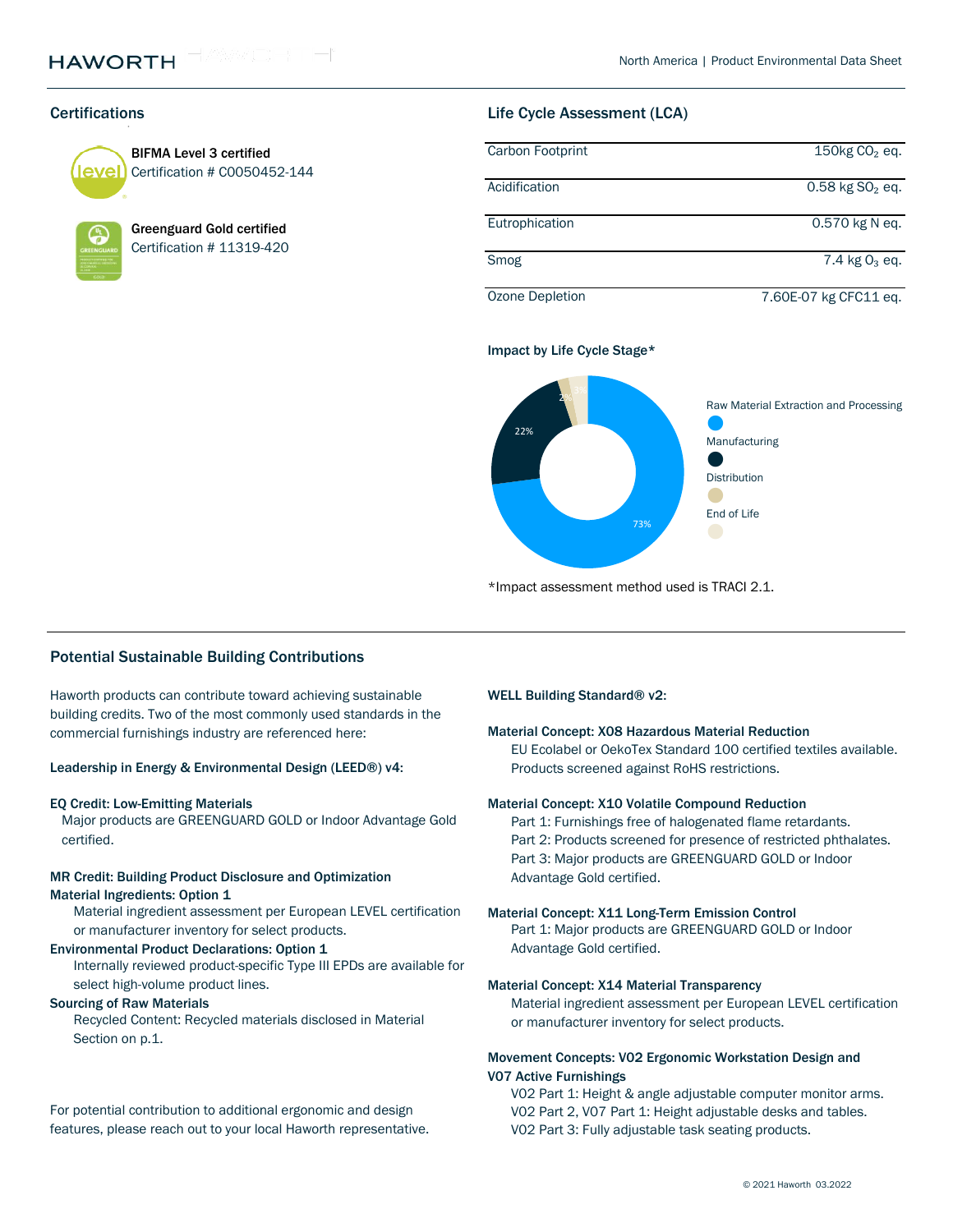## Certifications

**BIFMA Level 3 certified**
Certification # C0050452-144

**Greenguard Gold certified**
Certification # 11319-420

## Life Cycle Assessment (LCA)

| | |
|---|---|
| Carbon Footprint | 150kg $CO_2$ eq. |
| Acidification | 0.58 kg $SO_2$ eq. |
| Eutrophication | 0.570 kg N eq. |
| Smog | 7.4 kg $O_3$ eq. |
| Ozone Depletion | 7.60E-07 kg CFC11 eq. |

### Impact by Life Cycle Stage*

73%
22%
2%
3%

Raw Material Extraction and Processing
Manufacturing
Distribution
End of Life

*Impact assessment method used is TRACI 2.1.

## Potential Sustainable Building Contributions

Haworth products can contribute toward achieving sustainable building credits. Two of the most commonly used standards in the commercial furnishings industry are referenced here:

**Leadership in Energy & Environmental Design (LEED®) v4:**

**EQ Credit: Low-Emitting Materials**
Major products are GREENGUARD GOLD or Indoor Advantage Gold certified.

**MR Credit: Building Product Disclosure and Optimization**
**Material Ingredients: Option 1**
Material ingredient assessment per European LEVEL certification or manufacturer inventory for select products.
**Environmental Product Declarations: Option 1**
Internally reviewed product-specific Type III EPDs are available for select high-volume product lines.
**Sourcing of Raw Materials**
Recycled Content: Recycled materials disclosed in Material Section on p.1.

For potential contribution to additional ergonomic and design features, please reach out to your local Haworth representative.

**WELL Building Standard® v2:**

**Material Concept: X08 Hazardous Material Reduction**
EU Ecolabel or OekoTex Standard 100 certified textiles available.
Products screened against RoHS restrictions.

**Material Concept: X10 Volatile Compound Reduction**
Part 1: Furnishings free of halogenated flame retardants.
Part 2: Products screened for presence of restricted phthalates.
Part 3: Major products are GREENGUARD GOLD or Indoor Advantage Gold certified.

**Material Concept: X11 Long-Term Emission Control**
Part 1: Major products are GREENGUARD GOLD or Indoor Advantage Gold certified.

**Material Concept: X14 Material Transparency**
Material ingredient assessment per European LEVEL certification or manufacturer inventory for select products.

**Movement Concepts: V02 Ergonomic Workstation Design and V07 Active Furnishings**
V02 Part 1: Height & angle adjustable computer monitor arms.
V02 Part 2, V07 Part 1: Height adjustable desks and tables.
V02 Part 3: Fully adjustable task seating products.

© 2021 Haworth 03.2022